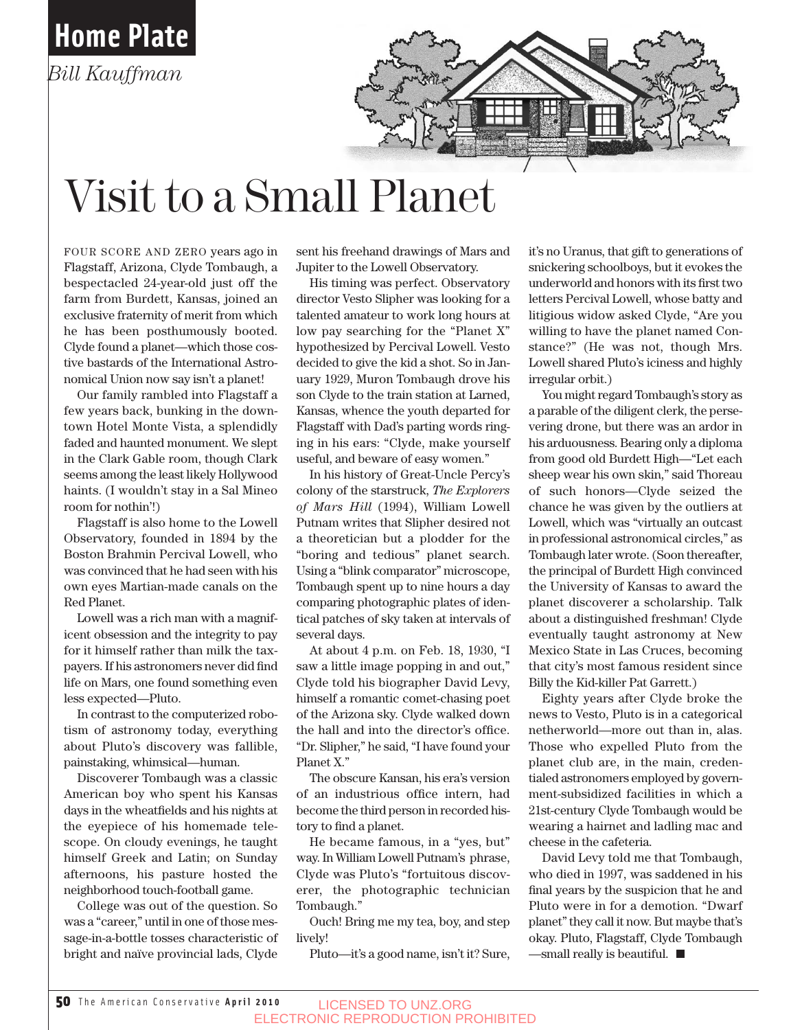# Home Plate

*Bill Kauffman*

# Visit to a Small Planet

FOUR SCORE AND ZERO years ago in Flagstaff, Arizona, Clyde Tombaugh, a bespectacled 24-year-old just off the farm from Burdett, Kansas, joined an exclusive fraternity of merit from which he has been posthumously booted. Clyde found a planet—which those costive bastards of the International Astronomical Union now say isn't a planet!

Our family rambled into Flagstaff a few years back, bunking in the downtown Hotel Monte Vista, a splendidly faded and haunted monument. We slept in the Clark Gable room, though Clark seems among the least likely Hollywood haints. (I wouldn't stay in a Sal Mineo room for nothin'!)

Flagstaff is also home to the Lowell Observatory, founded in 1894 by the Boston Brahmin Percival Lowell, who was convinced that he had seen with his own eyes Martian-made canals on the Red Planet.

Lowell was a rich man with a magnificent obsession and the integrity to pay for it himself rather than milk the taxpayers. If his astronomers never did find life on Mars, one found something even less expected—Pluto.

In contrast to the computerized robotism of astronomy today, everything about Pluto's discovery was fallible, painstaking, whimsical—human.

Discoverer Tombaugh was a classic American boy who spent his Kansas days in the wheatfields and his nights at the eyepiece of his homemade telescope. On cloudy evenings, he taught himself Greek and Latin; on Sunday afternoons, his pasture hosted the neighborhood touch-football game.

College was out of the question. So was a "career," until in one of those message-in-a-bottle tosses characteristic of bright and naïve provincial lads, Clyde sent his freehand drawings of Mars and Jupiter to the Lowell Observatory.

His timing was perfect. Observatory director Vesto Slipher was looking for a talented amateur to work long hours at low pay searching for the "Planet X" hypothesized by Percival Lowell. Vesto decided to give the kid a shot. So in January 1929, Muron Tombaugh drove his son Clyde to the train station at Larned, Kansas, whence the youth departed for Flagstaff with Dad's parting words ringing in his ears: "Clyde, make yourself useful, and beware of easy women."

In his history of Great-Uncle Percy's colony of the starstruck, *The Explorers of Mars Hill* (1994), William Lowell Putnam writes that Slipher desired not a theoretician but a plodder for the "boring and tedious" planet search. Using a "blink comparator" microscope, Tombaugh spent up to nine hours a day comparing photographic plates of identical patches of sky taken at intervals of several days.

At about 4 p.m. on Feb. 18, 1930, "I saw a little image popping in and out," Clyde told his biographer David Levy, himself a romantic comet-chasing poet of the Arizona sky. Clyde walked down the hall and into the director's office. "Dr. Slipher," he said, "I have found your Planet X."

The obscure Kansan, his era's version of an industrious office intern, had become the third person in recorded history to find a planet.

He became famous, in a "yes, but" way. In William Lowell Putnam's phrase, Clyde was Pluto's "fortuitous discoverer, the photographic technician Tombaugh."

Ouch! Bring me my tea, boy, and step lively!

Pluto—it's a good name, isn't it? Sure, it's no Uranus, that gift to generations of snickering schoolboys, but it evokes the underworld and honors with its first two letters Percival Lowell, whose batty and litigious widow asked Clyde, "Are you willing to have the planet named Constance?" (He was not, though Mrs. Lowell shared Pluto's iciness and highly irregular orbit.)

You might regard Tombaugh's story as a parable of the diligent clerk, the persevering drone, but there was an ardor in his arduousness. Bearing only a diploma from good old Burdett High—"Let each sheep wear his own skin," said Thoreau of such honors—Clyde seized the chance he was given by the outliers at Lowell, which was "virtually an outcast in professional astronomical circles," as Tombaugh later wrote. (Soon thereafter, the principal of Burdett High convinced the University of Kansas to award the planet discoverer a scholarship. Talk about a distinguished freshman! Clyde eventually taught astronomy at New Mexico State in Las Cruces, becoming that city's most famous resident since Billy the Kid-killer Pat Garrett.)

Eighty years after Clyde broke the news to Vesto, Pluto is in a categorical netherworld—more out than in, alas. Those who expelled Pluto from the planet club are, in the main, credentialed astronomers employed by government-subsidized facilities in which a 21st-century Clyde Tombaugh would be wearing a hairnet and ladling mac and cheese in the cafeteria.

David Levy told me that Tombaugh, who died in 1997, was saddened in his final years by the suspicion that he and Pluto were in for a demotion. "Dwarf planet" they call it now. But maybe that's okay. Pluto, Flagstaff, Clyde Tombaugh—small really is beautiful. ■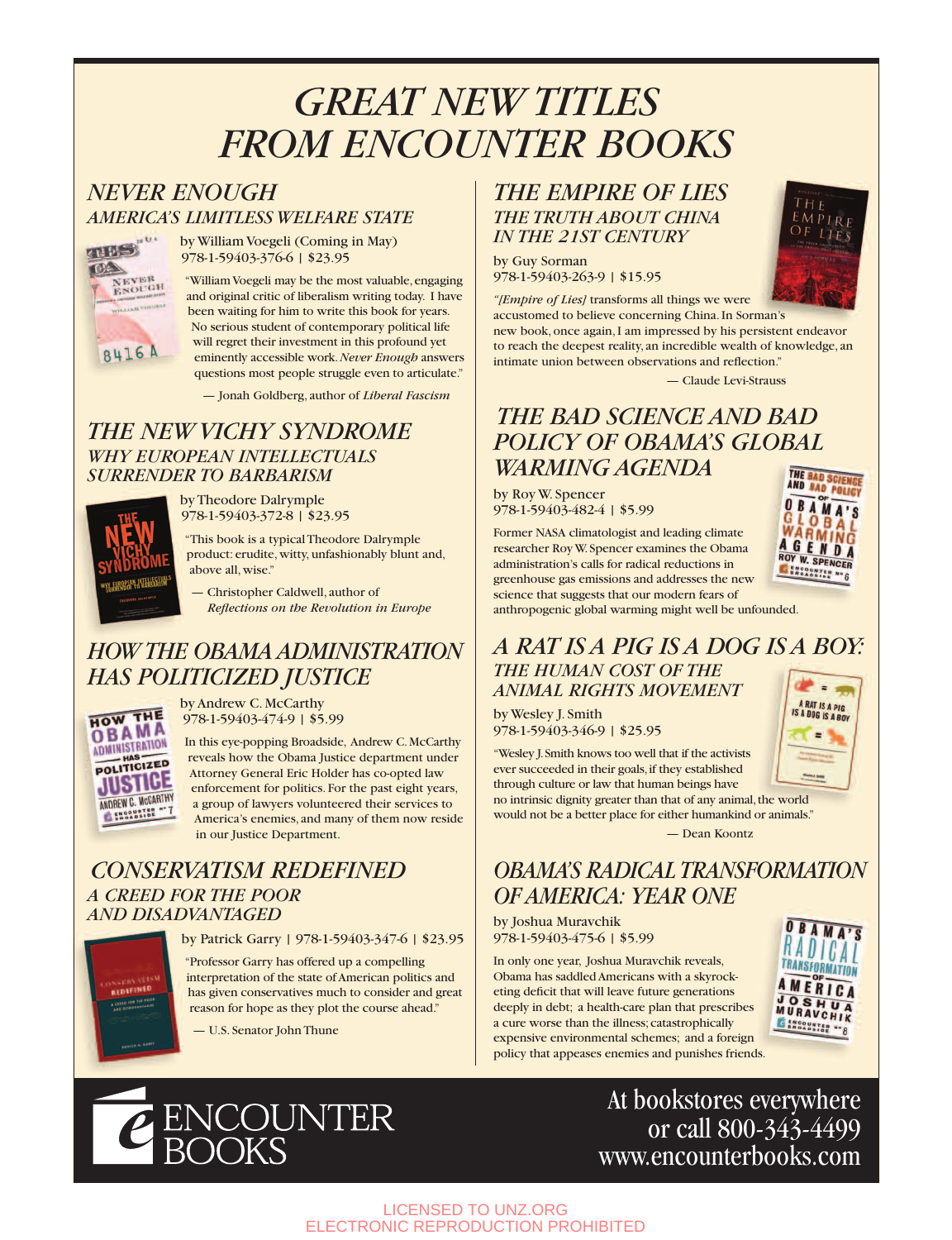# GREAT NEW TITLES FROM ENCOUNTER BOOKS

## NEVER ENOUGH
### AMERICA'S LIMITLESS WELFARE STATE

by William Voegeli (Coming in May)
978-1-59403-376-6 | $23.95

"William Voegeli may be the most valuable, engaging and original critic of liberalism writing today. I have been waiting for him to write this book for years. No serious student of contemporary political life will regret their investment in this profound yet eminently accessible work. *Never Enough* answers questions most people struggle even to articulate."

— Jonah Goldberg, author of *Liberal Fascism*

## THE NEW VICHY SYNDROME
### WHY EUROPEAN INTELLECTUALS SURRENDER TO BARBARISM

by Theodore Dalrymple
978-1-59403-372-8 | $23.95

"This book is a typical Theodore Dalrymple product: erudite, witty, unfashionably blunt and, above all, wise."

— Christopher Caldwell, author of *Reflections on the Revolution in Europe*

## HOW THE OBAMA ADMINISTRATION HAS POLITICIZED JUSTICE

by Andrew C. McCarthy
978-1-59403-474-9 | $5.99

In this eye-popping Broadside, Andrew C. McCarthy reveals how the Obama Justice department under Attorney General Eric Holder has co-opted law enforcement for politics. For the past eight years, a group of lawyers volunteered their services to America's enemies, and many of them now reside in our Justice Department.

## CONSERVATISM REDEFINED
### A CREED FOR THE POOR AND DISADVANTAGED

by Patrick Garry | 978-1-59403-347-6 | $23.95

"Professor Garry has offered up a compelling interpretation of the state of American politics and has given conservatives much to consider and great reason for hope as they plot the course ahead."

— U.S. Senator John Thune

## THE EMPIRE OF LIES
### THE TRUTH ABOUT CHINA IN THE 21ST CENTURY

by Guy Sorman
978-1-59403-263-9 | $15.95

"*[Empire of Lies]* transforms all things we were accustomed to believe concerning China. In Sorman's new book, once again, I am impressed by his persistent endeavor to reach the deepest reality, an incredible wealth of knowledge, an intimate union between observations and reflection."

— Claude Levi-Strauss

## THE BAD SCIENCE AND BAD POLICY OF OBAMA'S GLOBAL WARMING AGENDA

by Roy W. Spencer
978-1-59403-482-4 | $5.99

Former NASA climatologist and leading climate researcher Roy W. Spencer examines the Obama administration's calls for radical reductions in greenhouse gas emissions and addresses the new science that suggests that our modern fears of anthropogenic global warming might well be unfounded.

## A RAT IS A PIG IS A DOG IS A BOY:
### THE HUMAN COST OF THE ANIMAL RIGHTS MOVEMENT

by Wesley J. Smith
978-1-59403-346-9 | $25.95

"Wesley J. Smith knows too well that if the activists ever succeeded in their goals, if they established through culture or law that human beings have no intrinsic dignity greater than that of any animal, the world would not be a better place for either humankind or animals."

— Dean Koontz

## OBAMA'S RADICAL TRANSFORMATION OF AMERICA: YEAR ONE

by Joshua Muravchik
978-1-59403-475-6 | $5.99

In only one year, Joshua Muravchik reveals, Obama has saddled Americans with a skyrocketing deficit that will leave future generations deeply in debt; a health-care plan that prescribes a cure worse than the illness; catastrophically expensive environmental schemes; and a foreign policy that appeases enemies and punishes friends.

ENCOUNTER BOOKS

At bookstores everywhere
or call 800-343-4499
www.encounterbooks.com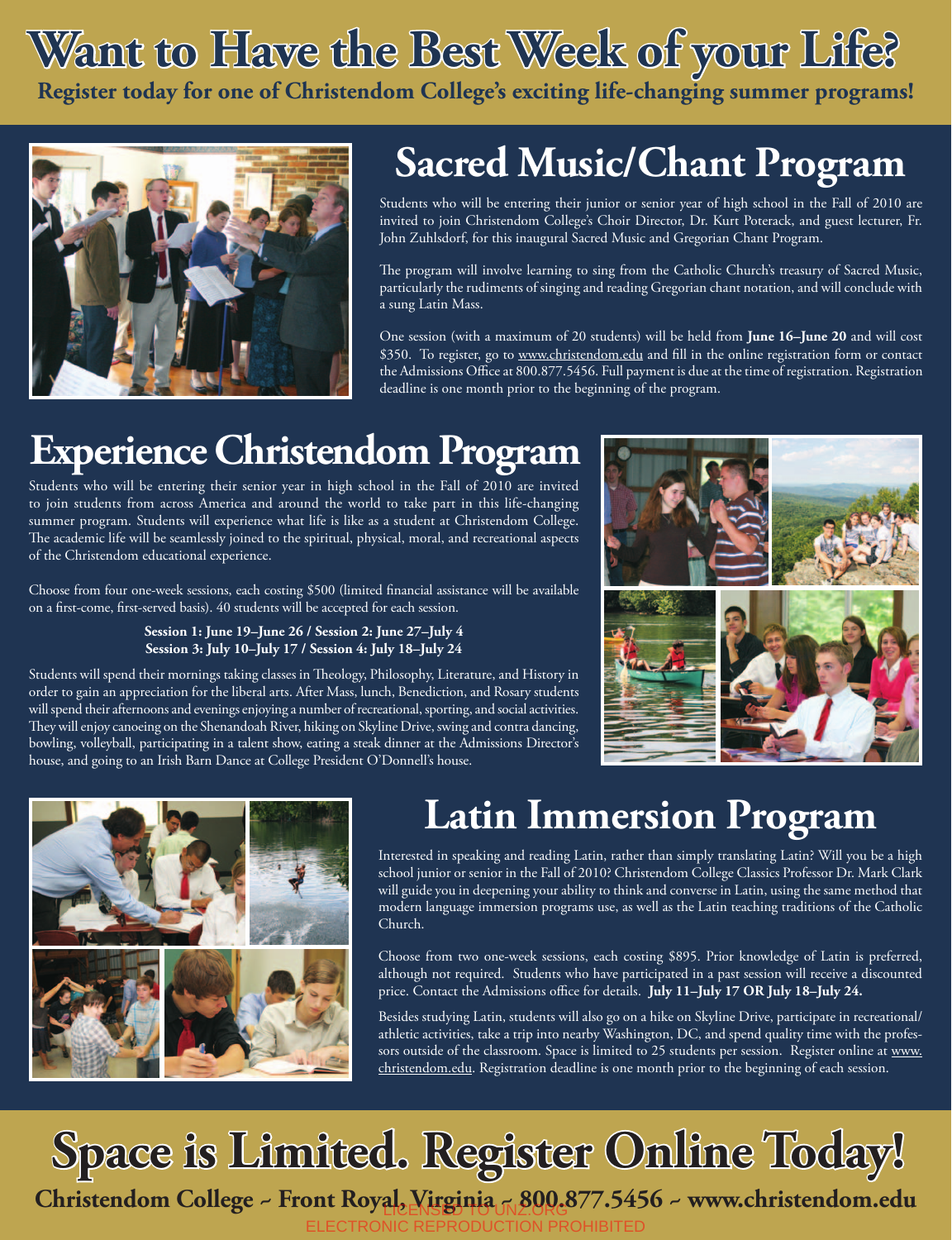# Want to Have the Best Week of your Life?

**Register today for one of Christendom College's exciting life-changing summer programs!**

## Sacred Music/Chant Program

Students who will be entering their junior or senior year of high school in the Fall of 2010 are invited to join Christendom College's Choir Director, Dr. Kurt Poterack, and guest lecturer, Fr. John Zuhlsdorf, for this inaugural Sacred Music and Gregorian Chant Program.

The program will involve learning to sing from the Catholic Church's treasury of Sacred Music, particularly the rudiments of singing and reading Gregorian chant notation, and will conclude with a sung Latin Mass.

One session (with a maximum of 20 students) will be held from **June 16–June 20** and will cost $350. To register, go to www.christendom.edu and fill in the online registration form or contact the Admissions Office at 800.877.5456. Full payment is due at the time of registration. Registration deadline is one month prior to the beginning of the program.

## Experience Christendom Program

Students who will be entering their senior year in high school in the Fall of 2010 are invited to join students from across America and around the world to take part in this life-changing summer program. Students will experience what life is like as a student at Christendom College. The academic life will be seamlessly joined to the spiritual, physical, moral, and recreational aspects of the Christendom educational experience.

Choose from four one-week sessions, each costing $500 (limited financial assistance will be available on a first-come, first-served basis). 40 students will be accepted for each session.

**Session 1: June 19–June 26 / Session 2: June 27–July 4**
**Session 3: July 10–July 17 / Session 4: July 18–July 24**

Students will spend their mornings taking classes in Theology, Philosophy, Literature, and History in order to gain an appreciation for the liberal arts. After Mass, lunch, Benediction, and Rosary students will spend their afternoons and evenings enjoying a number of recreational, sporting, and social activities. They will enjoy canoeing on the Shenandoah River, hiking on Skyline Drive, swing and contra dancing, bowling, volleyball, participating in a talent show, eating a steak dinner at the Admissions Director's house, and going to an Irish Barn Dance at College President O'Donnell's house.

## Latin Immersion Program

Interested in speaking and reading Latin, rather than simply translating Latin? Will you be a high school junior or senior in the Fall of 2010? Christendom College Classics Professor Dr. Mark Clark will guide you in deepening your ability to think and converse in Latin, using the same method that modern language immersion programs use, as well as the Latin teaching traditions of the Catholic Church.

Choose from two one-week sessions, each costing $895. Prior knowledge of Latin is preferred, although not required. Students who have participated in a past session will receive a discounted price. Contact the Admissions office for details. **July 11–July 17 OR July 18–July 24.**

Besides studying Latin, students will also go on a hike on Skyline Drive, participate in recreational/athletic activities, take a trip into nearby Washington, DC, and spend quality time with the professors outside of the classroom. Space is limited to 25 students per session. Register online at www.christendom.edu. Registration deadline is one month prior to the beginning of each session.

# Space is Limited. Register Online Today!

**Christendom College ~ Front Royal, Virginia ~ 800.877.5456 ~ www.christendom.edu**